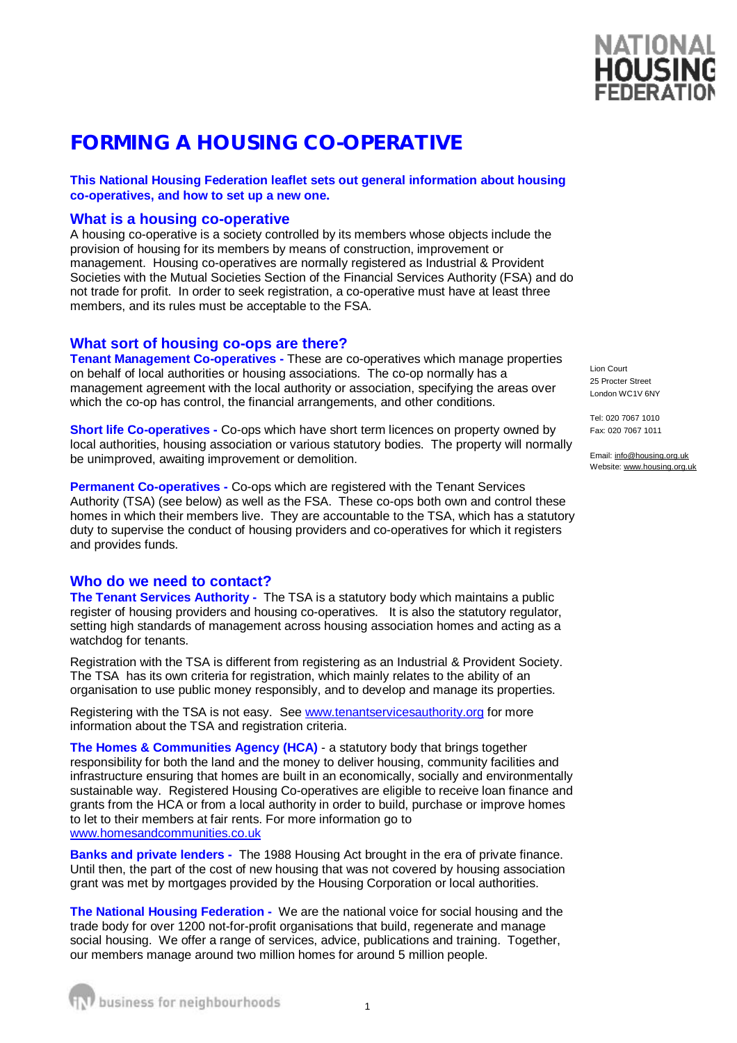# FORMING A HOUSING CO-OPERATIVE

**This National Housing Federation leaflet sets out general information about housing co-operatives, and how to set up a new one.**

## What is a housing co-operative

A housing co-operative is a society controlled by its members whose objects include the provision of housing for its members by means of construction, improvement or management. Housing co-operatives are normally registered as Industrial & Provident Societies with the Mutual Societies Section of the Financial Services Authority (FSA) and do not trade for profit. In order to seek registration, a co-operative must have at least three members, and its rules must be acceptable to the FSA.

## What sort of housing co-ops are there?

**Tenant Management Co-operatives -** These are co-operatives which manage properties on behalf of local authorities or housing associations. The co-op normally has a management agreement with the local authority or association, specifying the areas over which the co-op has control, the financial arrangements, and other conditions.

**Short life Co-operatives -** Co-ops which have short term licences on property owned by local authorities, housing association or various statutory bodies. The property will normally be unimproved, awaiting improvement or demolition.

**Permanent Co-operatives -** Co-ops which are registered with the Tenant Services Authority (TSA) (see below) as well as the FSA. These co-ops both own and control these homes in which their members live. They are accountable to the TSA, which has a statutory duty to supervise the conduct of housing providers and co-operatives for which it registers and provides funds.

## Who do we need to contact?

**The Tenant Services Authority -** The TSA is a statutory body which maintains a public register of housing providers and housing co-operatives. It is also the statutory regulator, setting high standards of management across housing association homes and acting as a watchdog for tenants.

Registration with the TSA is different from registering as an Industrial & Provident Society. The TSA has its own criteria for registration, which mainly relates to the ability of an organisation to use public money responsibly, and to develop and manage its properties.

Registering with the TSA is not easy. See www.tenantservicesauthority.org for more information about the TSA and registration criteria.

**The Homes & Communities Agency (HCA)** - a statutory body that brings together responsibility for both the land and the money to deliver housing, community facilities and infrastructure ensuring that homes are built in an economically, socially and environmentally sustainable way. Registered Housing Co-operatives are eligible to receive loan finance and grants from the HCA or from a local authority in order to build, purchase or improve homes to let to their members at fair rents. For more information go to www.homesandcommunities.co.uk

**Banks and private lenders -** The 1988 Housing Act brought in the era of private finance. Until then, the part of the cost of new housing that was not covered by housing association grant was met by mortgages provided by the Housing Corporation or local authorities.

**The National Housing Federation -** We are the national voice for social housing and the trade body for over 1200 not-for-profit organisations that build, regenerate and manage social housing. We offer a range of services, advice, publications and training. Together, our members manage around two million homes for around 5 million people.

Lion Court
25 Procter Street
London WC1V 6NY

Tel: 020 7067 1010
Fax: 020 7067 1011

Email: info@housing.org.uk
Website: www.housing.org.uk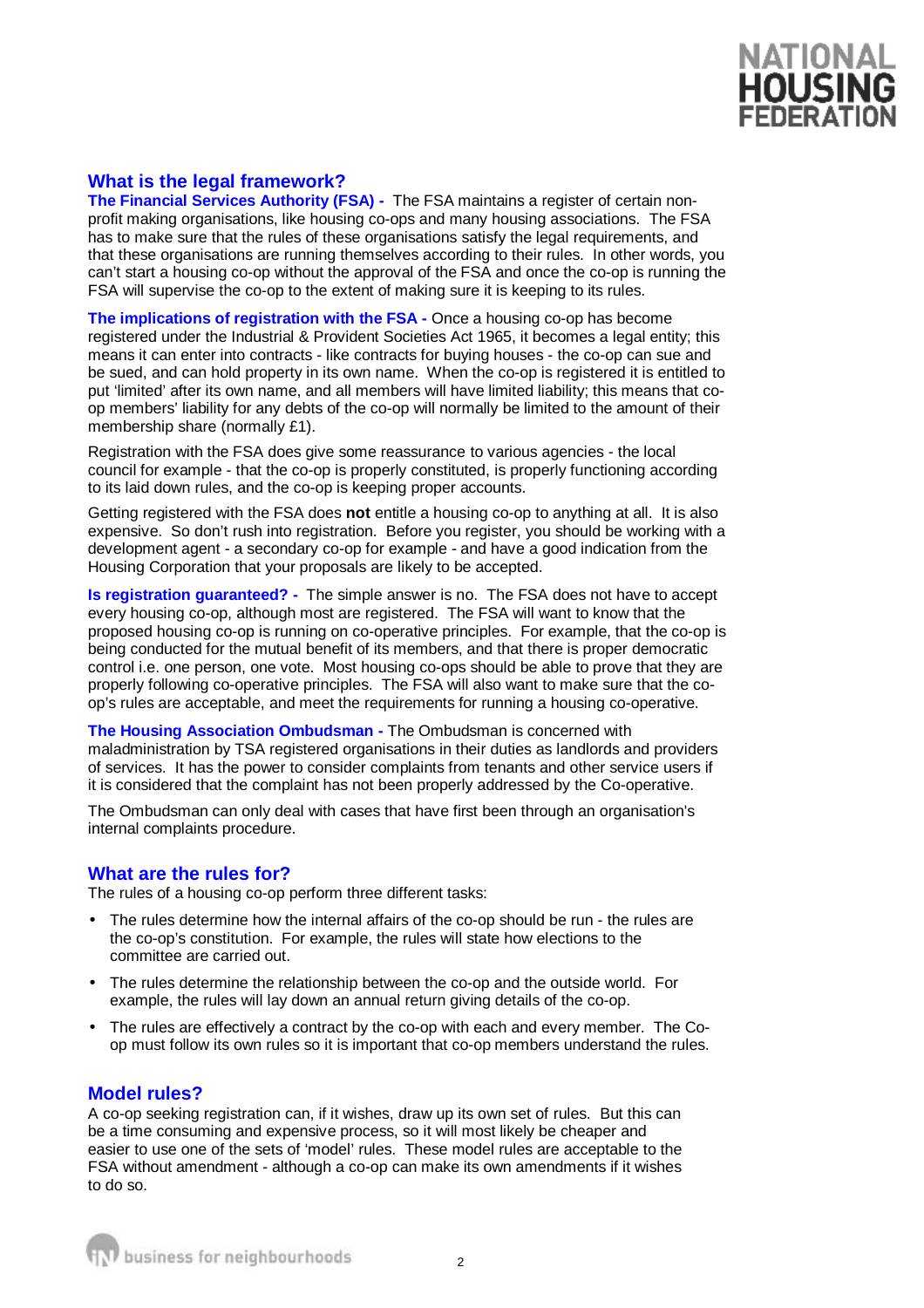## What is the legal framework?

**The Financial Services Authority (FSA) -** The FSA maintains a register of certain non-profit making organisations, like housing co-ops and many housing associations. The FSA has to make sure that the rules of these organisations satisfy the legal requirements, and that these organisations are running themselves according to their rules. In other words, you can't start a housing co-op without the approval of the FSA and once the co-op is running the FSA will supervise the co-op to the extent of making sure it is keeping to its rules.

**The implications of registration with the FSA -** Once a housing co-op has become registered under the Industrial & Provident Societies Act 1965, it becomes a legal entity; this means it can enter into contracts - like contracts for buying houses - the co-op can sue and be sued, and can hold property in its own name. When the co-op is registered it is entitled to put 'limited' after its own name, and all members will have limited liability; this means that co-op members' liability for any debts of the co-op will normally be limited to the amount of their membership share (normally £1).

Registration with the FSA does give some reassurance to various agencies - the local council for example - that the co-op is properly constituted, is properly functioning according to its laid down rules, and the co-op is keeping proper accounts.

Getting registered with the FSA does **not** entitle a housing co-op to anything at all. It is also expensive. So don't rush into registration. Before you register, you should be working with a development agent - a secondary co-op for example - and have a good indication from the Housing Corporation that your proposals are likely to be accepted.

**Is registration guaranteed? -** The simple answer is no. The FSA does not have to accept every housing co-op, although most are registered. The FSA will want to know that the proposed housing co-op is running on co-operative principles. For example, that the co-op is being conducted for the mutual benefit of its members, and that there is proper democratic control i.e. one person, one vote. Most housing co-ops should be able to prove that they are properly following co-operative principles. The FSA will also want to make sure that the co-op's rules are acceptable, and meet the requirements for running a housing co-operative.

**The Housing Association Ombudsman -** The Ombudsman is concerned with maladministration by TSA registered organisations in their duties as landlords and providers of services. It has the power to consider complaints from tenants and other service users if it is considered that the complaint has not been properly addressed by the Co-operative.

The Ombudsman can only deal with cases that have first been through an organisation's internal complaints procedure.

## What are the rules for?

The rules of a housing co-op perform three different tasks:

- The rules determine how the internal affairs of the co-op should be run - the rules are the co-op's constitution. For example, the rules will state how elections to the committee are carried out.
- The rules determine the relationship between the co-op and the outside world. For example, the rules will lay down an annual return giving details of the co-op.
- The rules are effectively a contract by the co-op with each and every member. The Co-op must follow its own rules so it is important that co-op members understand the rules.

## Model rules?

A co-op seeking registration can, if it wishes, draw up its own set of rules. But this can be a time consuming and expensive process, so it will most likely be cheaper and easier to use one of the sets of 'model' rules. These model rules are acceptable to the FSA without amendment - although a co-op can make its own amendments if it wishes to do so.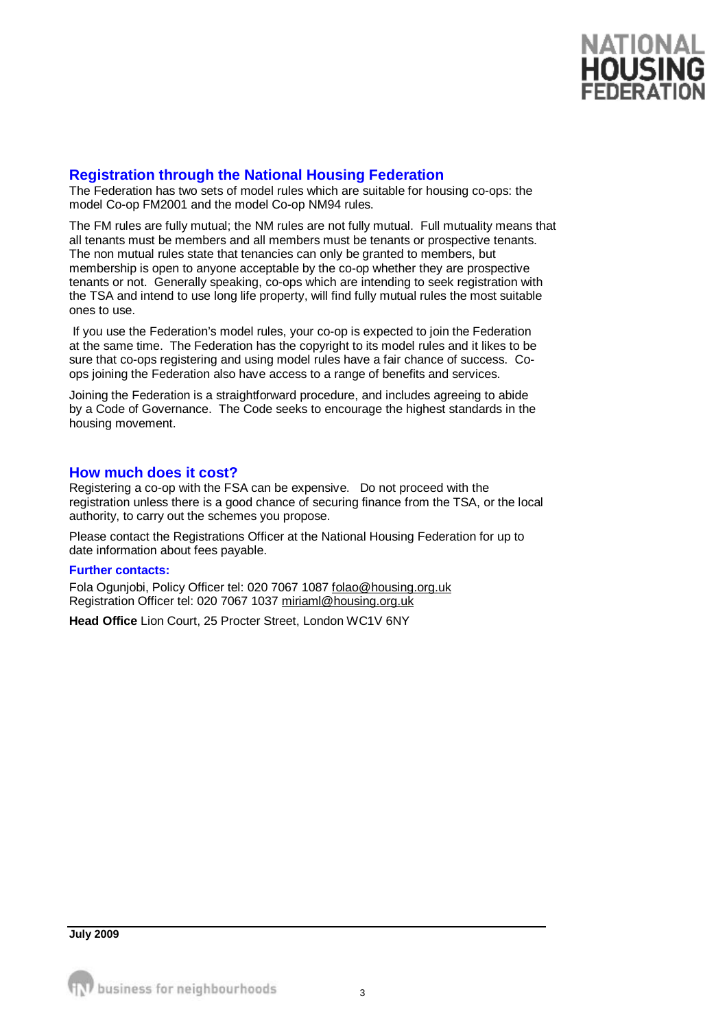## Registration through the National Housing Federation

The Federation has two sets of model rules which are suitable for housing co-ops: the model Co-op FM2001 and the model Co-op NM94 rules.

The FM rules are fully mutual; the NM rules are not fully mutual. Full mutuality means that all tenants must be members and all members must be tenants or prospective tenants. The non mutual rules state that tenancies can only be granted to members, but membership is open to anyone acceptable by the co-op whether they are prospective tenants or not. Generally speaking, co-ops which are intending to seek registration with the TSA and intend to use long life property, will find fully mutual rules the most suitable ones to use.

If you use the Federation's model rules, your co-op is expected to join the Federation at the same time. The Federation has the copyright to its model rules and it likes to be sure that co-ops registering and using model rules have a fair chance of success. Co-ops joining the Federation also have access to a range of benefits and services.

Joining the Federation is a straightforward procedure, and includes agreeing to abide by a Code of Governance. The Code seeks to encourage the highest standards in the housing movement.

## How much does it cost?

Registering a co-op with the FSA can be expensive. Do not proceed with the registration unless there is a good chance of securing finance from the TSA, or the local authority, to carry out the schemes you propose.

Please contact the Registrations Officer at the National Housing Federation for up to date information about fees payable.

### Further contacts:

Fola Ogunjobi, Policy Officer tel: 020 7067 1087 folao@housing.org.uk
Registration Officer tel: 020 7067 1037 miriaml@housing.org.uk

**Head Office** Lion Court, 25 Procter Street, London WC1V 6NY

**July 2009**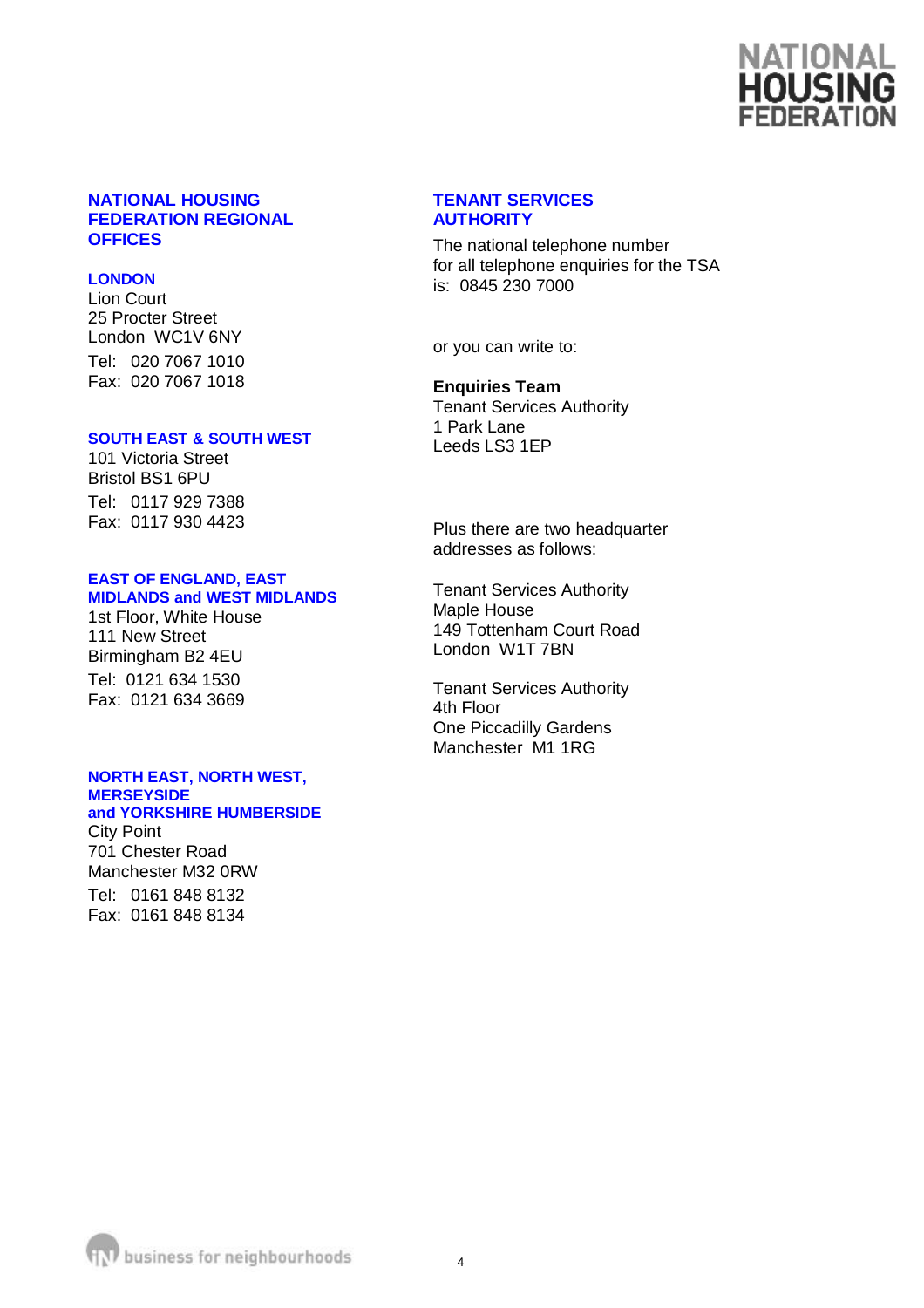## NATIONAL HOUSING FEDERATION REGIONAL OFFICES

### LONDON

Lion Court
25 Procter Street
London WC1V 6NY

Tel: 020 7067 1010
Fax: 020 7067 1018

### SOUTH EAST & SOUTH WEST

101 Victoria Street
Bristol BS1 6PU

Tel: 0117 929 7388
Fax: 0117 930 4423

### EAST OF ENGLAND, EAST MIDLANDS and WEST MIDLANDS

1st Floor, White House
111 New Street
Birmingham B2 4EU

Tel: 0121 634 1530
Fax: 0121 634 3669

### NORTH EAST, NORTH WEST, MERSEYSIDE and YORKSHIRE HUMBERSIDE

City Point
701 Chester Road
Manchester M32 0RW

Tel: 0161 848 8132
Fax: 0161 848 8134

## TENANT SERVICES AUTHORITY

The national telephone number for all telephone enquiries for the TSA is: 0845 230 7000

or you can write to:

**Enquiries Team**
Tenant Services Authority
1 Park Lane
Leeds LS3 1EP

Plus there are two headquarter addresses as follows:

Tenant Services Authority
Maple House
149 Tottenham Court Road
London W1T 7BN

Tenant Services Authority
4th Floor
One Piccadilly Gardens
Manchester M1 1RG